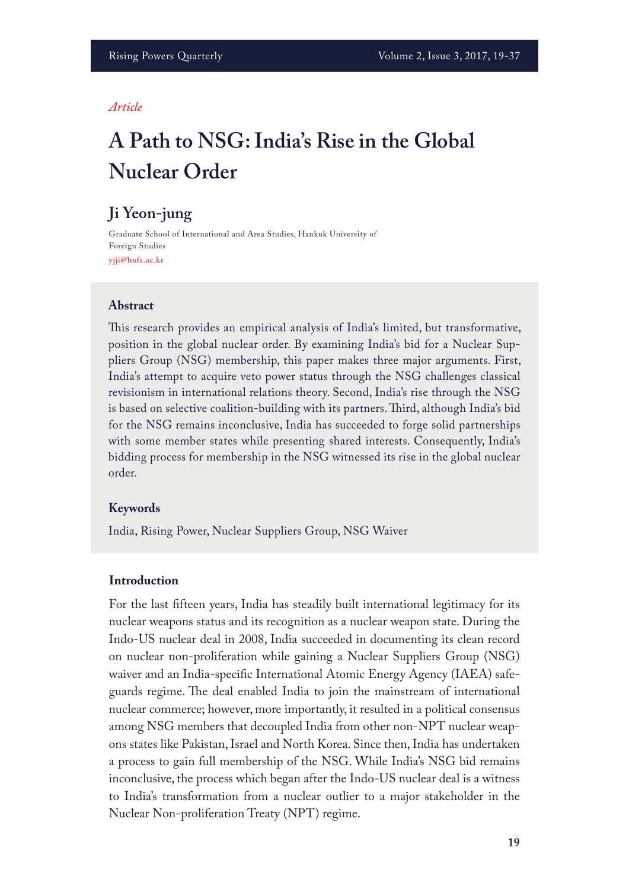*Article*

# A Path to NSG: India's Rise in the Global Nuclear Order

## Ji Yeon-jung

Graduate School of International and Area Studies, Hankuk University of Foreign Studies

yjji@hufs.ac.kr

### Abstract

This research provides an empirical analysis of India's limited, but transformative, position in the global nuclear order. By examining India's bid for a Nuclear Suppliers Group (NSG) membership, this paper makes three major arguments. First, India's attempt to acquire veto power status through the NSG challenges classical revisionism in international relations theory. Second, India's rise through the NSG is based on selective coalition-building with its partners. Third, although India's bid for the NSG remains inconclusive, India has succeeded to forge solid partnerships with some member states while presenting shared interests. Consequently, India's bidding process for membership in the NSG witnessed its rise in the global nuclear order.

### Keywords

India, Rising Power, Nuclear Suppliers Group, NSG Waiver

### Introduction

For the last fifteen years, India has steadily built international legitimacy for its nuclear weapons status and its recognition as a nuclear weapon state. During the Indo-US nuclear deal in 2008, India succeeded in documenting its clean record on nuclear non-proliferation while gaining a Nuclear Suppliers Group (NSG) waiver and an India-specific International Atomic Energy Agency (IAEA) safeguards regime. The deal enabled India to join the mainstream of international nuclear commerce; however, more importantly, it resulted in a political consensus among NSG members that decoupled India from other non-NPT nuclear weapons states like Pakistan, Israel and North Korea. Since then, India has undertaken a process to gain full membership of the NSG. While India's NSG bid remains inconclusive, the process which began after the Indo-US nuclear deal is a witness to India's transformation from a nuclear outlier to a major stakeholder in the Nuclear Non-proliferation Treaty (NPT) regime.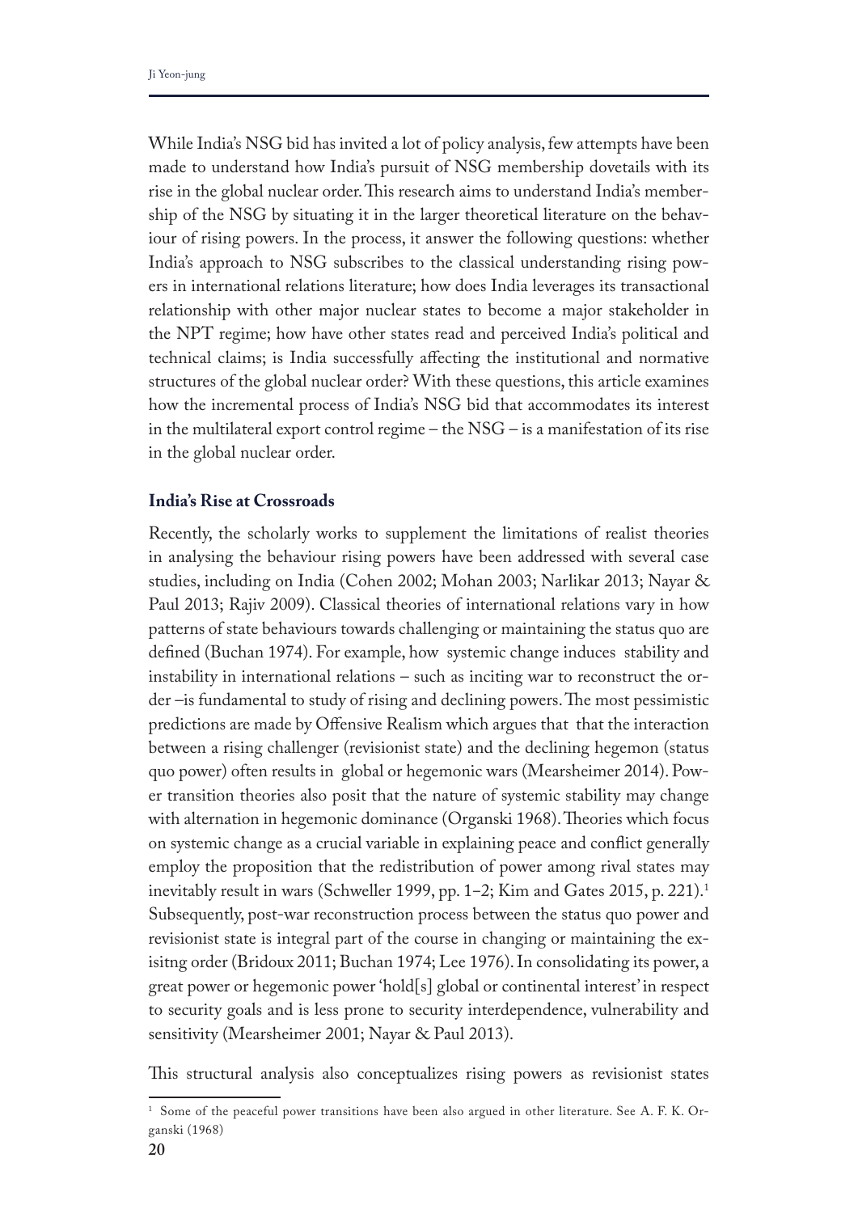While India's NSG bid has invited a lot of policy analysis, few attempts have been made to understand how India's pursuit of NSG membership dovetails with its rise in the global nuclear order. This research aims to understand India's membership of the NSG by situating it in the larger theoretical literature on the behaviour of rising powers. In the process, it answer the following questions: whether India's approach to NSG subscribes to the classical understanding rising powers in international relations literature; how does India leverages its transactional relationship with other major nuclear states to become a major stakeholder in the NPT regime; how have other states read and perceived India's political and technical claims; is India successfully affecting the institutional and normative structures of the global nuclear order? With these questions, this article examines how the incremental process of India's NSG bid that accommodates its interest in the multilateral export control regime – the NSG – is a manifestation of its rise in the global nuclear order.

## India's Rise at Crossroads

Recently, the scholarly works to supplement the limitations of realist theories in analysing the behaviour rising powers have been addressed with several case studies, including on India (Cohen 2002; Mohan 2003; Narlikar 2013; Nayar & Paul 2013; Rajiv 2009). Classical theories of international relations vary in how patterns of state behaviours towards challenging or maintaining the status quo are defined (Buchan 1974). For example, how systemic change induces stability and instability in international relations – such as inciting war to reconstruct the order –is fundamental to study of rising and declining powers. The most pessimistic predictions are made by Offensive Realism which argues that that the interaction between a rising challenger (revisionist state) and the declining hegemon (status quo power) often results in global or hegemonic wars (Mearsheimer 2014). Power transition theories also posit that the nature of systemic stability may change with alternation in hegemonic dominance (Organski 1968). Theories which focus on systemic change as a crucial variable in explaining peace and conflict generally employ the proposition that the redistribution of power among rival states may inevitably result in wars (Schweller 1999, pp. 1–2; Kim and Gates 2015, p. 221).[1] Subsequently, post-war reconstruction process between the status quo power and revisionist state is integral part of the course in changing or maintaining the exisitng order (Bridoux 2011; Buchan 1974; Lee 1976). In consolidating its power, a great power or hegemonic power 'hold[s] global or continental interest' in respect to security goals and is less prone to security interdependence, vulnerability and sensitivity (Mearsheimer 2001; Nayar & Paul 2013).

This structural analysis also conceptualizes rising powers as revisionist states

[1] Some of the peaceful power transitions have been also argued in other literature. See A. F. K. Organski (1968)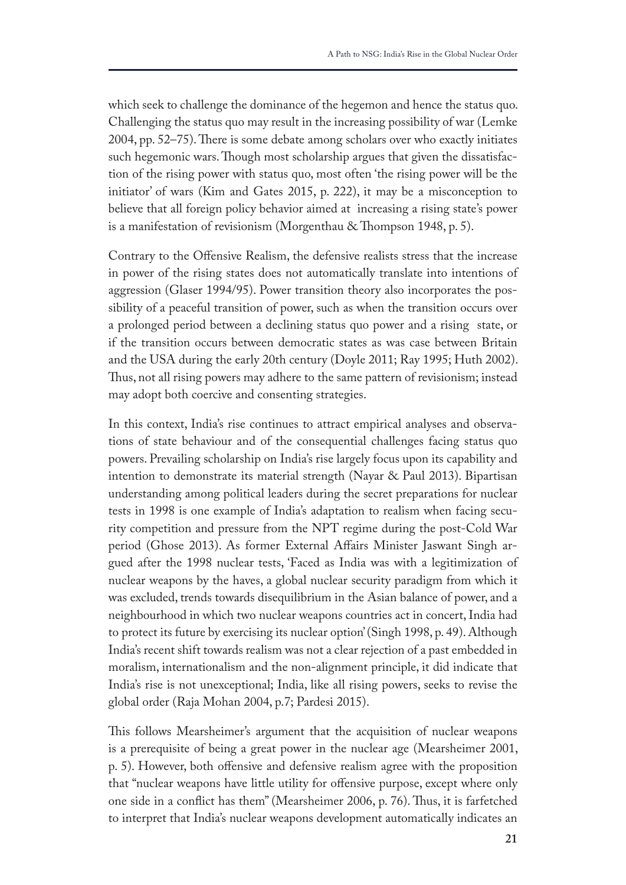which seek to challenge the dominance of the hegemon and hence the status quo. Challenging the status quo may result in the increasing possibility of war (Lemke 2004, pp. 52–75). There is some debate among scholars over who exactly initiates such hegemonic wars. Though most scholarship argues that given the dissatisfaction of the rising power with status quo, most often 'the rising power will be the initiator' of wars (Kim and Gates 2015, p. 222), it may be a misconception to believe that all foreign policy behavior aimed at increasing a rising state's power is a manifestation of revisionism (Morgenthau & Thompson 1948, p. 5).

Contrary to the Offensive Realism, the defensive realists stress that the increase in power of the rising states does not automatically translate into intentions of aggression (Glaser 1994/95). Power transition theory also incorporates the possibility of a peaceful transition of power, such as when the transition occurs over a prolonged period between a declining status quo power and a rising state, or if the transition occurs between democratic states as was case between Britain and the USA during the early 20th century (Doyle 2011; Ray 1995; Huth 2002). Thus, not all rising powers may adhere to the same pattern of revisionism; instead may adopt both coercive and consenting strategies.

In this context, India's rise continues to attract empirical analyses and observations of state behaviour and of the consequential challenges facing status quo powers. Prevailing scholarship on India's rise largely focus upon its capability and intention to demonstrate its material strength (Nayar & Paul 2013). Bipartisan understanding among political leaders during the secret preparations for nuclear tests in 1998 is one example of India's adaptation to realism when facing security competition and pressure from the NPT regime during the post-Cold War period (Ghose 2013). As former External Affairs Minister Jaswant Singh argued after the 1998 nuclear tests, 'Faced as India was with a legitimization of nuclear weapons by the haves, a global nuclear security paradigm from which it was excluded, trends towards disequilibrium in the Asian balance of power, and a neighbourhood in which two nuclear weapons countries act in concert, India had to protect its future by exercising its nuclear option' (Singh 1998, p. 49). Although India's recent shift towards realism was not a clear rejection of a past embedded in moralism, internationalism and the non-alignment principle, it did indicate that India's rise is not unexceptional; India, like all rising powers, seeks to revise the global order (Raja Mohan 2004, p.7; Pardesi 2015).

This follows Mearsheimer's argument that the acquisition of nuclear weapons is a prerequisite of being a great power in the nuclear age (Mearsheimer 2001, p. 5). However, both offensive and defensive realism agree with the proposition that "nuclear weapons have little utility for offensive purpose, except where only one side in a conflict has them" (Mearsheimer 2006, p. 76). Thus, it is farfetched to interpret that India's nuclear weapons development automatically indicates an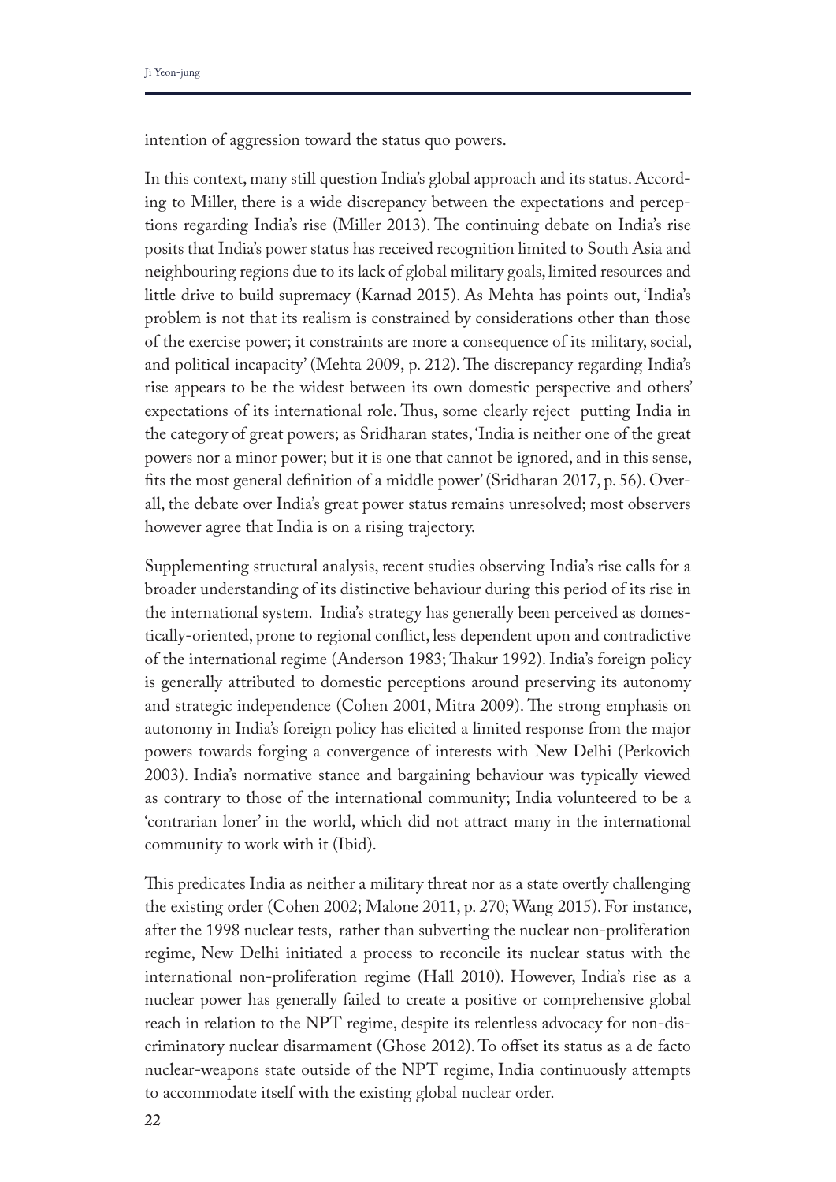intention of aggression toward the status quo powers.

In this context, many still question India's global approach and its status. According to Miller, there is a wide discrepancy between the expectations and perceptions regarding India's rise (Miller 2013). The continuing debate on India's rise posits that India's power status has received recognition limited to South Asia and neighbouring regions due to its lack of global military goals, limited resources and little drive to build supremacy (Karnad 2015). As Mehta has points out, 'India's problem is not that its realism is constrained by considerations other than those of the exercise power; it constraints are more a consequence of its military, social, and political incapacity' (Mehta 2009, p. 212). The discrepancy regarding India's rise appears to be the widest between its own domestic perspective and others' expectations of its international role. Thus, some clearly reject putting India in the category of great powers; as Sridharan states, 'India is neither one of the great powers nor a minor power; but it is one that cannot be ignored, and in this sense, fits the most general definition of a middle power' (Sridharan 2017, p. 56). Overall, the debate over India's great power status remains unresolved; most observers however agree that India is on a rising trajectory.

Supplementing structural analysis, recent studies observing India's rise calls for a broader understanding of its distinctive behaviour during this period of its rise in the international system. India's strategy has generally been perceived as domestically-oriented, prone to regional conflict, less dependent upon and contradictive of the international regime (Anderson 1983; Thakur 1992). India's foreign policy is generally attributed to domestic perceptions around preserving its autonomy and strategic independence (Cohen 2001, Mitra 2009). The strong emphasis on autonomy in India's foreign policy has elicited a limited response from the major powers towards forging a convergence of interests with New Delhi (Perkovich 2003). India's normative stance and bargaining behaviour was typically viewed as contrary to those of the international community; India volunteered to be a 'contrarian loner' in the world, which did not attract many in the international community to work with it (Ibid).

This predicates India as neither a military threat nor as a state overtly challenging the existing order (Cohen 2002; Malone 2011, p. 270; Wang 2015). For instance, after the 1998 nuclear tests, rather than subverting the nuclear non-proliferation regime, New Delhi initiated a process to reconcile its nuclear status with the international non-proliferation regime (Hall 2010). However, India's rise as a nuclear power has generally failed to create a positive or comprehensive global reach in relation to the NPT regime, despite its relentless advocacy for non-discriminatory nuclear disarmament (Ghose 2012). To offset its status as a de facto nuclear-weapons state outside of the NPT regime, India continuously attempts to accommodate itself with the existing global nuclear order.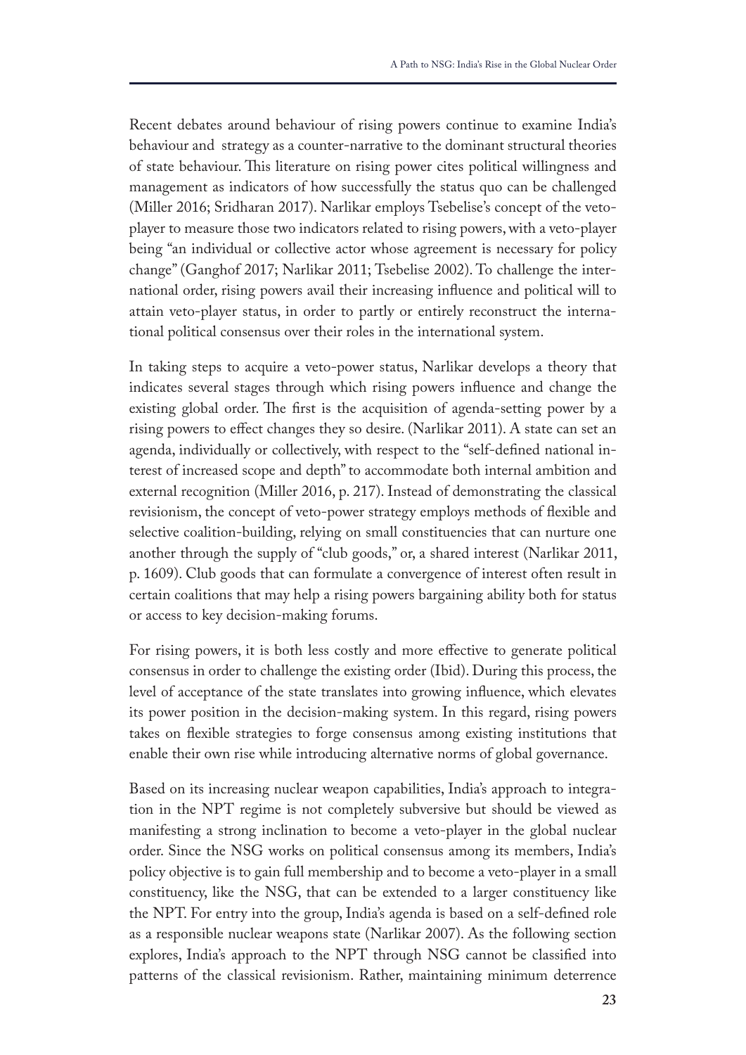Recent debates around behaviour of rising powers continue to examine India's behaviour and strategy as a counter-narrative to the dominant structural theories of state behaviour. This literature on rising power cites political willingness and management as indicators of how successfully the status quo can be challenged (Miller 2016; Sridharan 2017). Narlikar employs Tsebelise's concept of the veto-player to measure those two indicators related to rising powers, with a veto-player being "an individual or collective actor whose agreement is necessary for policy change" (Ganghof 2017; Narlikar 2011; Tsebelise 2002). To challenge the international order, rising powers avail their increasing influence and political will to attain veto-player status, in order to partly or entirely reconstruct the international political consensus over their roles in the international system.

In taking steps to acquire a veto-power status, Narlikar develops a theory that indicates several stages through which rising powers influence and change the existing global order. The first is the acquisition of agenda-setting power by a rising powers to effect changes they so desire. (Narlikar 2011). A state can set an agenda, individually or collectively, with respect to the "self-defined national interest of increased scope and depth" to accommodate both internal ambition and external recognition (Miller 2016, p. 217). Instead of demonstrating the classical revisionism, the concept of veto-power strategy employs methods of flexible and selective coalition-building, relying on small constituencies that can nurture one another through the supply of "club goods," or, a shared interest (Narlikar 2011, p. 1609). Club goods that can formulate a convergence of interest often result in certain coalitions that may help a rising powers bargaining ability both for status or access to key decision-making forums.

For rising powers, it is both less costly and more effective to generate political consensus in order to challenge the existing order (Ibid). During this process, the level of acceptance of the state translates into growing influence, which elevates its power position in the decision-making system. In this regard, rising powers takes on flexible strategies to forge consensus among existing institutions that enable their own rise while introducing alternative norms of global governance.

Based on its increasing nuclear weapon capabilities, India's approach to integration in the NPT regime is not completely subversive but should be viewed as manifesting a strong inclination to become a veto-player in the global nuclear order. Since the NSG works on political consensus among its members, India's policy objective is to gain full membership and to become a veto-player in a small constituency, like the NSG, that can be extended to a larger constituency like the NPT. For entry into the group, India's agenda is based on a self-defined role as a responsible nuclear weapons state (Narlikar 2007). As the following section explores, India's approach to the NPT through NSG cannot be classified into patterns of the classical revisionism. Rather, maintaining minimum deterrence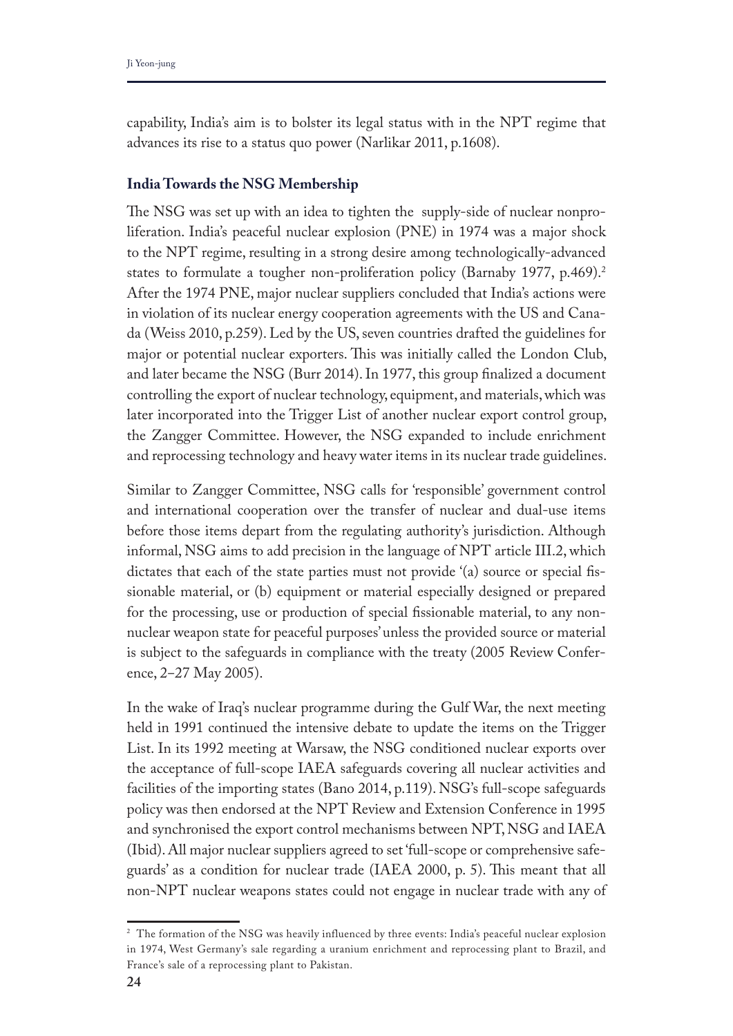capability, India's aim is to bolster its legal status with in the NPT regime that advances its rise to a status quo power (Narlikar 2011, p.1608).

### India Towards the NSG Membership

The NSG was set up with an idea to tighten the supply-side of nuclear nonproliferation. India's peaceful nuclear explosion (PNE) in 1974 was a major shock to the NPT regime, resulting in a strong desire among technologically-advanced states to formulate a tougher non-proliferation policy (Barnaby 1977, p.469).[2] After the 1974 PNE, major nuclear suppliers concluded that India's actions were in violation of its nuclear energy cooperation agreements with the US and Canada (Weiss 2010, p.259). Led by the US, seven countries drafted the guidelines for major or potential nuclear exporters. This was initially called the London Club, and later became the NSG (Burr 2014). In 1977, this group finalized a document controlling the export of nuclear technology, equipment, and materials, which was later incorporated into the Trigger List of another nuclear export control group, the Zangger Committee. However, the NSG expanded to include enrichment and reprocessing technology and heavy water items in its nuclear trade guidelines.

Similar to Zangger Committee, NSG calls for 'responsible' government control and international cooperation over the transfer of nuclear and dual-use items before those items depart from the regulating authority's jurisdiction. Although informal, NSG aims to add precision in the language of NPT article III.2, which dictates that each of the state parties must not provide '(a) source or special fissionable material, or (b) equipment or material especially designed or prepared for the processing, use or production of special fissionable material, to any non-nuclear weapon state for peaceful purposes' unless the provided source or material is subject to the safeguards in compliance with the treaty (2005 Review Conference, 2–27 May 2005).

In the wake of Iraq's nuclear programme during the Gulf War, the next meeting held in 1991 continued the intensive debate to update the items on the Trigger List. In its 1992 meeting at Warsaw, the NSG conditioned nuclear exports over the acceptance of full-scope IAEA safeguards covering all nuclear activities and facilities of the importing states (Bano 2014, p.119). NSG's full-scope safeguards policy was then endorsed at the NPT Review and Extension Conference in 1995 and synchronised the export control mechanisms between NPT, NSG and IAEA (Ibid). All major nuclear suppliers agreed to set 'full-scope or comprehensive safeguards' as a condition for nuclear trade (IAEA 2000, p. 5). This meant that all non-NPT nuclear weapons states could not engage in nuclear trade with any of

[2] The formation of the NSG was heavily influenced by three events: India's peaceful nuclear explosion in 1974, West Germany's sale regarding a uranium enrichment and reprocessing plant to Brazil, and France's sale of a reprocessing plant to Pakistan.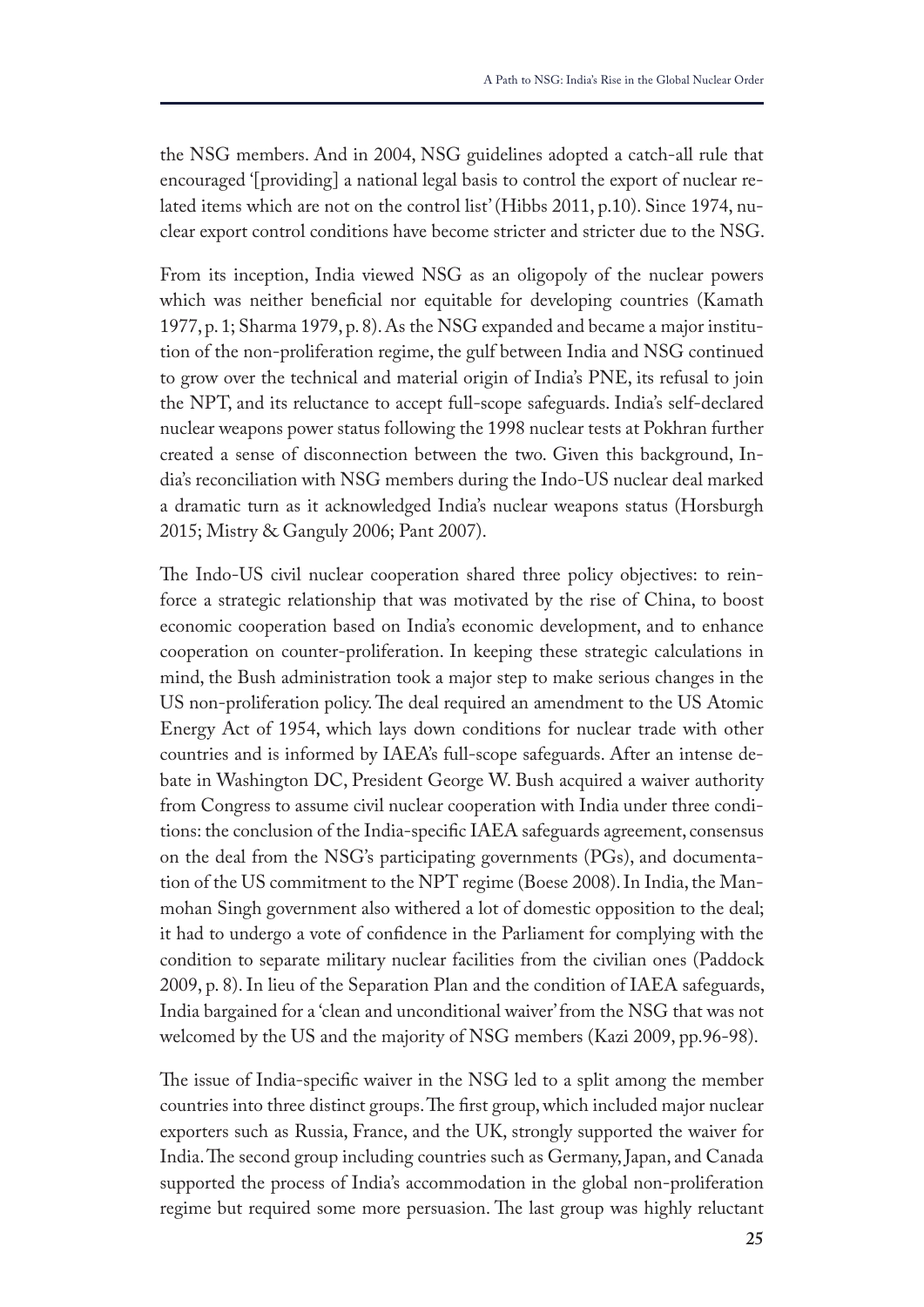the NSG members. And in 2004, NSG guidelines adopted a catch-all rule that encouraged '[providing] a national legal basis to control the export of nuclear related items which are not on the control list' (Hibbs 2011, p.10). Since 1974, nuclear export control conditions have become stricter and stricter due to the NSG.

From its inception, India viewed NSG as an oligopoly of the nuclear powers which was neither beneficial nor equitable for developing countries (Kamath 1977, p. 1; Sharma 1979, p. 8). As the NSG expanded and became a major institution of the non-proliferation regime, the gulf between India and NSG continued to grow over the technical and material origin of India's PNE, its refusal to join the NPT, and its reluctance to accept full-scope safeguards. India's self-declared nuclear weapons power status following the 1998 nuclear tests at Pokhran further created a sense of disconnection between the two. Given this background, India's reconciliation with NSG members during the Indo-US nuclear deal marked a dramatic turn as it acknowledged India's nuclear weapons status (Horsburgh 2015; Mistry & Ganguly 2006; Pant 2007).

The Indo-US civil nuclear cooperation shared three policy objectives: to reinforce a strategic relationship that was motivated by the rise of China, to boost economic cooperation based on India's economic development, and to enhance cooperation on counter-proliferation. In keeping these strategic calculations in mind, the Bush administration took a major step to make serious changes in the US non-proliferation policy. The deal required an amendment to the US Atomic Energy Act of 1954, which lays down conditions for nuclear trade with other countries and is informed by IAEA's full-scope safeguards. After an intense debate in Washington DC, President George W. Bush acquired a waiver authority from Congress to assume civil nuclear cooperation with India under three conditions: the conclusion of the India-specific IAEA safeguards agreement, consensus on the deal from the NSG's participating governments (PGs), and documentation of the US commitment to the NPT regime (Boese 2008). In India, the Manmohan Singh government also withered a lot of domestic opposition to the deal; it had to undergo a vote of confidence in the Parliament for complying with the condition to separate military nuclear facilities from the civilian ones (Paddock 2009, p. 8). In lieu of the Separation Plan and the condition of IAEA safeguards, India bargained for a 'clean and unconditional waiver' from the NSG that was not welcomed by the US and the majority of NSG members (Kazi 2009, pp.96-98).

The issue of India-specific waiver in the NSG led to a split among the member countries into three distinct groups. The first group, which included major nuclear exporters such as Russia, France, and the UK, strongly supported the waiver for India. The second group including countries such as Germany, Japan, and Canada supported the process of India's accommodation in the global non-proliferation regime but required some more persuasion. The last group was highly reluctant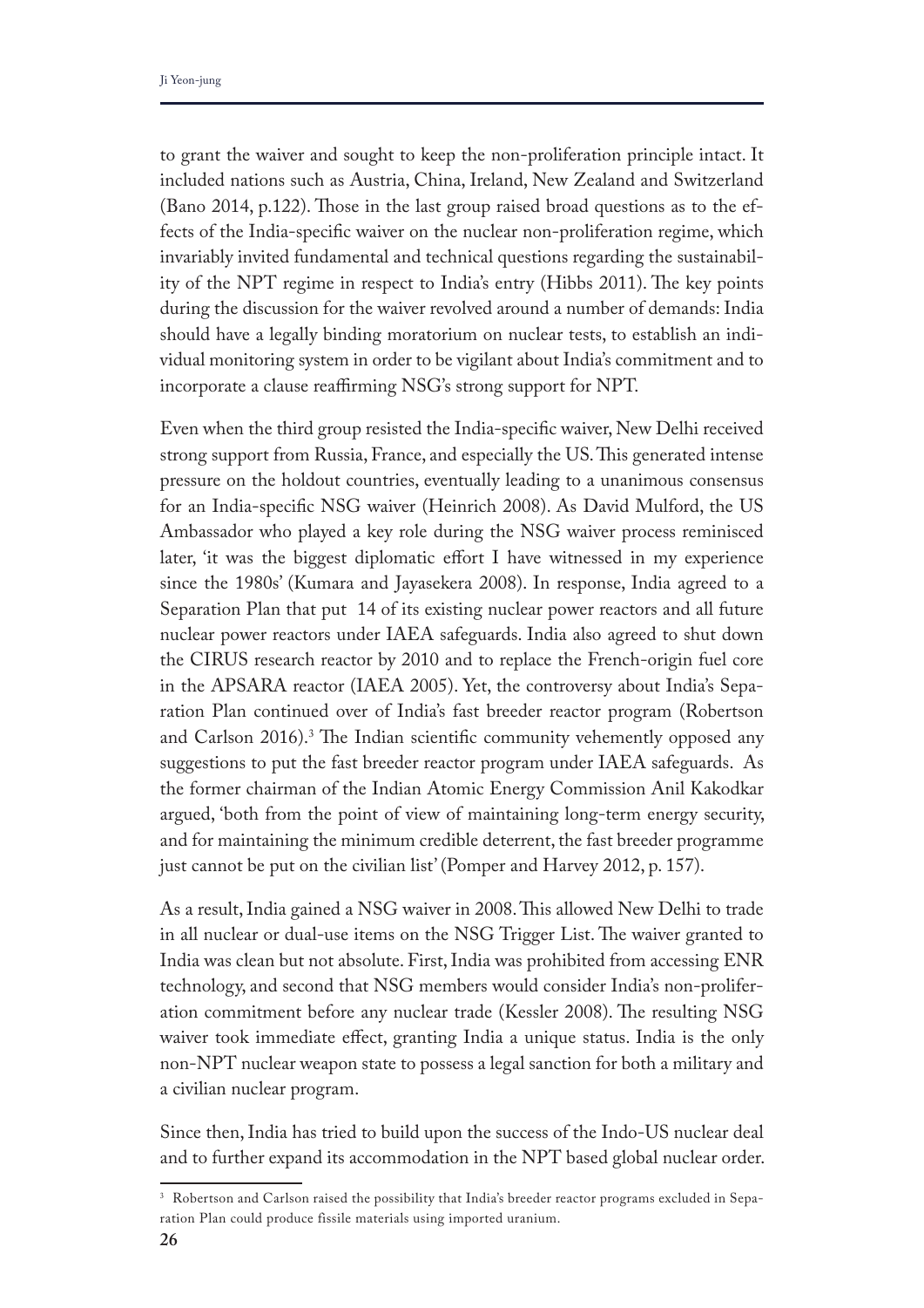to grant the waiver and sought to keep the non-proliferation principle intact. It included nations such as Austria, China, Ireland, New Zealand and Switzerland (Bano 2014, p.122). Those in the last group raised broad questions as to the effects of the India-specific waiver on the nuclear non-proliferation regime, which invariably invited fundamental and technical questions regarding the sustainability of the NPT regime in respect to India's entry (Hibbs 2011). The key points during the discussion for the waiver revolved around a number of demands: India should have a legally binding moratorium on nuclear tests, to establish an individual monitoring system in order to be vigilant about India's commitment and to incorporate a clause reaffirming NSG's strong support for NPT.

Even when the third group resisted the India-specific waiver, New Delhi received strong support from Russia, France, and especially the US. This generated intense pressure on the holdout countries, eventually leading to a unanimous consensus for an India-specific NSG waiver (Heinrich 2008). As David Mulford, the US Ambassador who played a key role during the NSG waiver process reminisced later, 'it was the biggest diplomatic effort I have witnessed in my experience since the 1980s' (Kumara and Jayasekera 2008). In response, India agreed to a Separation Plan that put 14 of its existing nuclear power reactors and all future nuclear power reactors under IAEA safeguards. India also agreed to shut down the CIRUS research reactor by 2010 and to replace the French-origin fuel core in the APSARA reactor (IAEA 2005). Yet, the controversy about India's Separation Plan continued over of India's fast breeder reactor program (Robertson and Carlson 2016).[3] The Indian scientific community vehemently opposed any suggestions to put the fast breeder reactor program under IAEA safeguards. As the former chairman of the Indian Atomic Energy Commission Anil Kakodkar argued, 'both from the point of view of maintaining long-term energy security, and for maintaining the minimum credible deterrent, the fast breeder programme just cannot be put on the civilian list' (Pomper and Harvey 2012, p. 157).

As a result, India gained a NSG waiver in 2008. This allowed New Delhi to trade in all nuclear or dual-use items on the NSG Trigger List. The waiver granted to India was clean but not absolute. First, India was prohibited from accessing ENR technology, and second that NSG members would consider India's non-proliferation commitment before any nuclear trade (Kessler 2008). The resulting NSG waiver took immediate effect, granting India a unique status. India is the only non-NPT nuclear weapon state to possess a legal sanction for both a military and a civilian nuclear program.

Since then, India has tried to build upon the success of the Indo-US nuclear deal and to further expand its accommodation in the NPT based global nuclear order.

[3] Robertson and Carlson raised the possibility that India's breeder reactor programs excluded in Separation Plan could produce fissile materials using imported uranium.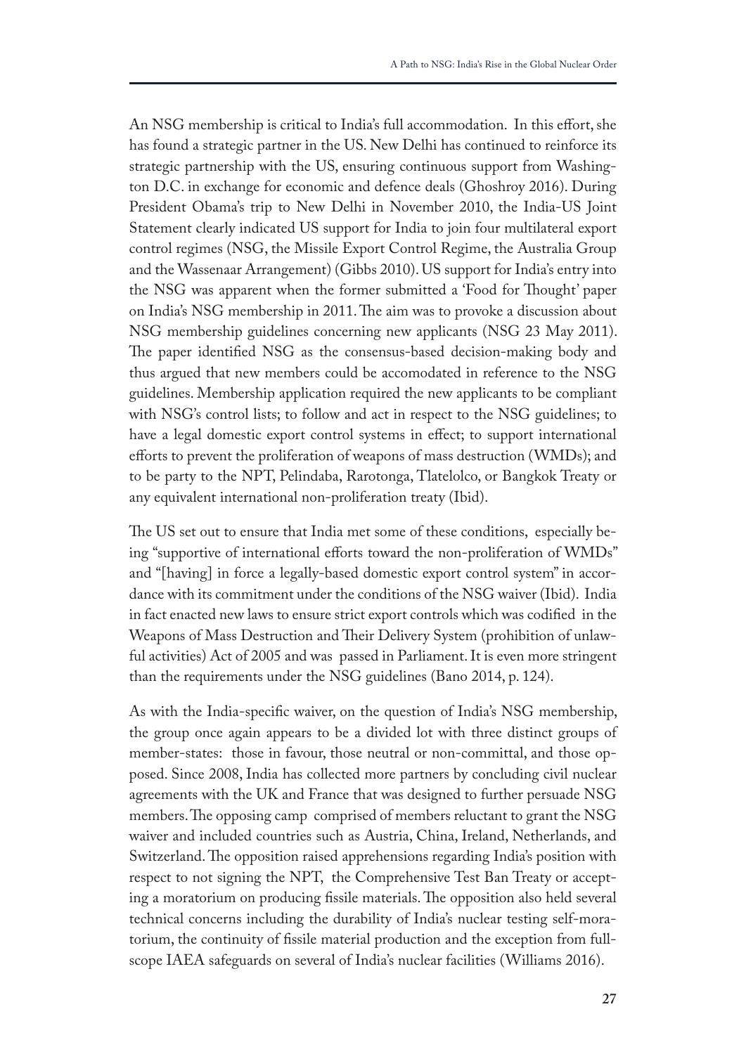An NSG membership is critical to India's full accommodation. In this effort, she has found a strategic partner in the US. New Delhi has continued to reinforce its strategic partnership with the US, ensuring continuous support from Washington D.C. in exchange for economic and defence deals (Ghoshroy 2016). During President Obama's trip to New Delhi in November 2010, the India-US Joint Statement clearly indicated US support for India to join four multilateral export control regimes (NSG, the Missile Export Control Regime, the Australia Group and the Wassenaar Arrangement) (Gibbs 2010). US support for India's entry into the NSG was apparent when the former submitted a 'Food for Thought' paper on India's NSG membership in 2011. The aim was to provoke a discussion about NSG membership guidelines concerning new applicants (NSG 23 May 2011). The paper identified NSG as the consensus-based decision-making body and thus argued that new members could be accomodated in reference to the NSG guidelines. Membership application required the new applicants to be compliant with NSG's control lists; to follow and act in respect to the NSG guidelines; to have a legal domestic export control systems in effect; to support international efforts to prevent the proliferation of weapons of mass destruction (WMDs); and to be party to the NPT, Pelindaba, Rarotonga, Tlatelolco, or Bangkok Treaty or any equivalent international non-proliferation treaty (Ibid).

The US set out to ensure that India met some of these conditions, especially being "supportive of international efforts toward the non-proliferation of WMDs" and "[having] in force a legally-based domestic export control system" in accordance with its commitment under the conditions of the NSG waiver (Ibid). India in fact enacted new laws to ensure strict export controls which was codified in the Weapons of Mass Destruction and Their Delivery System (prohibition of unlawful activities) Act of 2005 and was passed in Parliament. It is even more stringent than the requirements under the NSG guidelines (Bano 2014, p. 124).

As with the India-specific waiver, on the question of India's NSG membership, the group once again appears to be a divided lot with three distinct groups of member-states: those in favour, those neutral or non-committal, and those opposed. Since 2008, India has collected more partners by concluding civil nuclear agreements with the UK and France that was designed to further persuade NSG members. The opposing camp comprised of members reluctant to grant the NSG waiver and included countries such as Austria, China, Ireland, Netherlands, and Switzerland. The opposition raised apprehensions regarding India's position with respect to not signing the NPT, the Comprehensive Test Ban Treaty or accepting a moratorium on producing fissile materials. The opposition also held several technical concerns including the durability of India's nuclear testing self-moratorium, the continuity of fissile material production and the exception from full-scope IAEA safeguards on several of India's nuclear facilities (Williams 2016).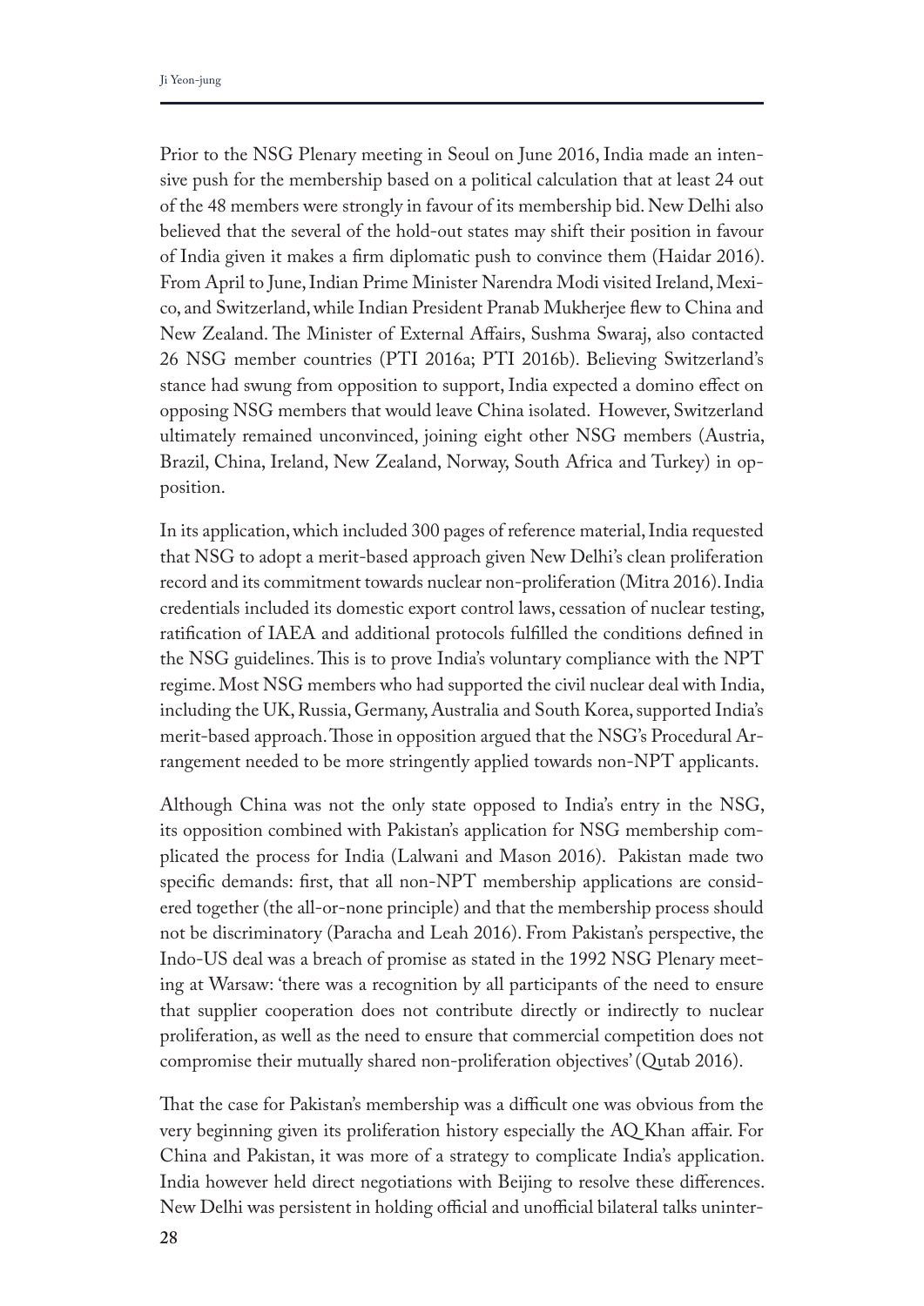Prior to the NSG Plenary meeting in Seoul on June 2016, India made an intensive push for the membership based on a political calculation that at least 24 out of the 48 members were strongly in favour of its membership bid. New Delhi also believed that the several of the hold-out states may shift their position in favour of India given it makes a firm diplomatic push to convince them (Haidar 2016). From April to June, Indian Prime Minister Narendra Modi visited Ireland, Mexico, and Switzerland, while Indian President Pranab Mukherjee flew to China and New Zealand. The Minister of External Affairs, Sushma Swaraj, also contacted 26 NSG member countries (PTI 2016a; PTI 2016b). Believing Switzerland's stance had swung from opposition to support, India expected a domino effect on opposing NSG members that would leave China isolated. However, Switzerland ultimately remained unconvinced, joining eight other NSG members (Austria, Brazil, China, Ireland, New Zealand, Norway, South Africa and Turkey) in opposition.

In its application, which included 300 pages of reference material, India requested that NSG to adopt a merit-based approach given New Delhi's clean proliferation record and its commitment towards nuclear non-proliferation (Mitra 2016). India credentials included its domestic export control laws, cessation of nuclear testing, ratification of IAEA and additional protocols fulfilled the conditions defined in the NSG guidelines. This is to prove India's voluntary compliance with the NPT regime. Most NSG members who had supported the civil nuclear deal with India, including the UK, Russia, Germany, Australia and South Korea, supported India's merit-based approach. Those in opposition argued that the NSG's Procedural Arrangement needed to be more stringently applied towards non-NPT applicants.

Although China was not the only state opposed to India's entry in the NSG, its opposition combined with Pakistan's application for NSG membership complicated the process for India (Lalwani and Mason 2016). Pakistan made two specific demands: first, that all non-NPT membership applications are considered together (the all-or-none principle) and that the membership process should not be discriminatory (Paracha and Leah 2016). From Pakistan's perspective, the Indo-US deal was a breach of promise as stated in the 1992 NSG Plenary meeting at Warsaw: 'there was a recognition by all participants of the need to ensure that supplier cooperation does not contribute directly or indirectly to nuclear proliferation, as well as the need to ensure that commercial competition does not compromise their mutually shared non-proliferation objectives' (Qutab 2016).

That the case for Pakistan's membership was a difficult one was obvious from the very beginning given its proliferation history especially the AQ Khan affair. For China and Pakistan, it was more of a strategy to complicate India's application. India however held direct negotiations with Beijing to resolve these differences. New Delhi was persistent in holding official and unofficial bilateral talks uninter-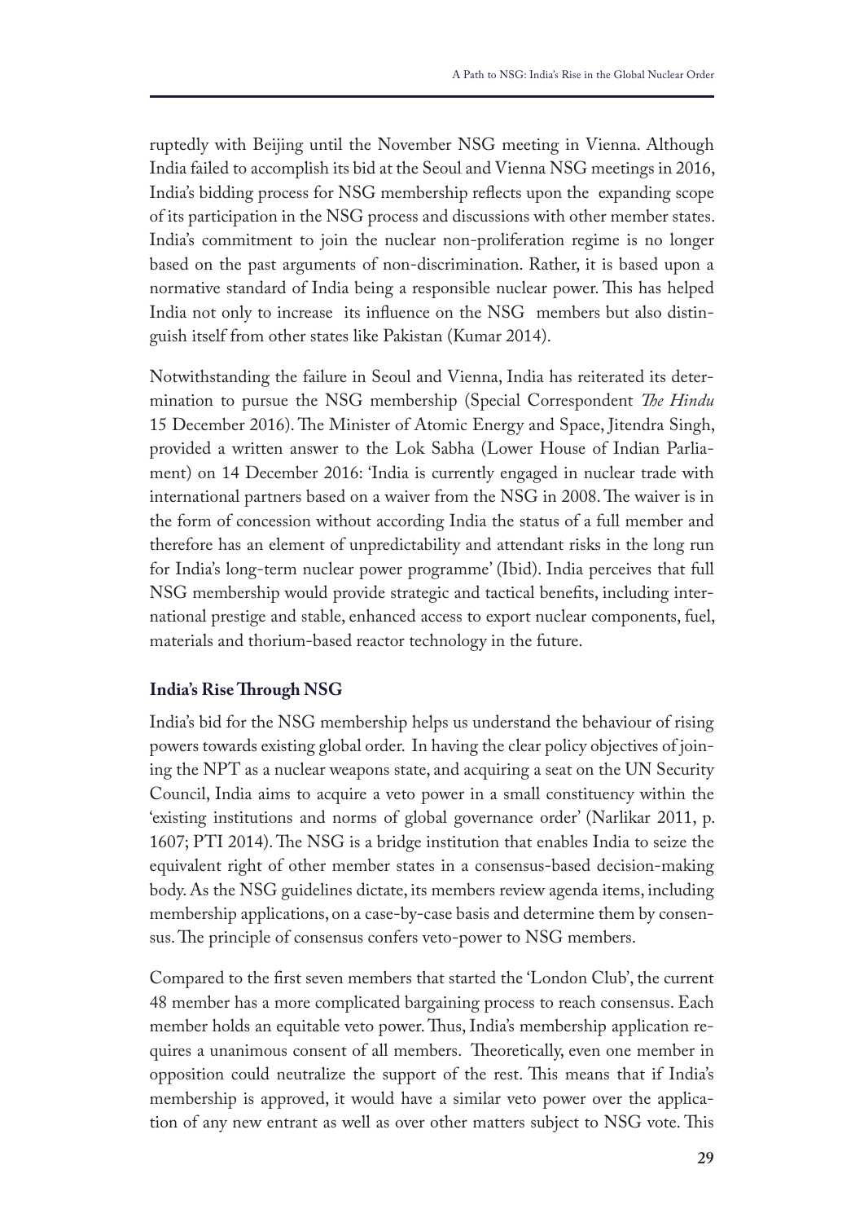ruptedly with Beijing until the November NSG meeting in Vienna. Although India failed to accomplish its bid at the Seoul and Vienna NSG meetings in 2016, India's bidding process for NSG membership reflects upon the expanding scope of its participation in the NSG process and discussions with other member states. India's commitment to join the nuclear non-proliferation regime is no longer based on the past arguments of non-discrimination. Rather, it is based upon a normative standard of India being a responsible nuclear power. This has helped India not only to increase its influence on the NSG members but also distinguish itself from other states like Pakistan (Kumar 2014).

Notwithstanding the failure in Seoul and Vienna, India has reiterated its determination to pursue the NSG membership (Special Correspondent *The Hindu* 15 December 2016). The Minister of Atomic Energy and Space, Jitendra Singh, provided a written answer to the Lok Sabha (Lower House of Indian Parliament) on 14 December 2016: 'India is currently engaged in nuclear trade with international partners based on a waiver from the NSG in 2008. The waiver is in the form of concession without according India the status of a full member and therefore has an element of unpredictability and attendant risks in the long run for India's long-term nuclear power programme' (Ibid). India perceives that full NSG membership would provide strategic and tactical benefits, including international prestige and stable, enhanced access to export nuclear components, fuel, materials and thorium-based reactor technology in the future.

## India's Rise Through NSG

India's bid for the NSG membership helps us understand the behaviour of rising powers towards existing global order. In having the clear policy objectives of joining the NPT as a nuclear weapons state, and acquiring a seat on the UN Security Council, India aims to acquire a veto power in a small constituency within the 'existing institutions and norms of global governance order' (Narlikar 2011, p. 1607; PTI 2014). The NSG is a bridge institution that enables India to seize the equivalent right of other member states in a consensus-based decision-making body. As the NSG guidelines dictate, its members review agenda items, including membership applications, on a case-by-case basis and determine them by consensus. The principle of consensus confers veto-power to NSG members.

Compared to the first seven members that started the 'London Club', the current 48 member has a more complicated bargaining process to reach consensus. Each member holds an equitable veto power. Thus, India's membership application requires a unanimous consent of all members. Theoretically, even one member in opposition could neutralize the support of the rest. This means that if India's membership is approved, it would have a similar veto power over the application of any new entrant as well as over other matters subject to NSG vote. This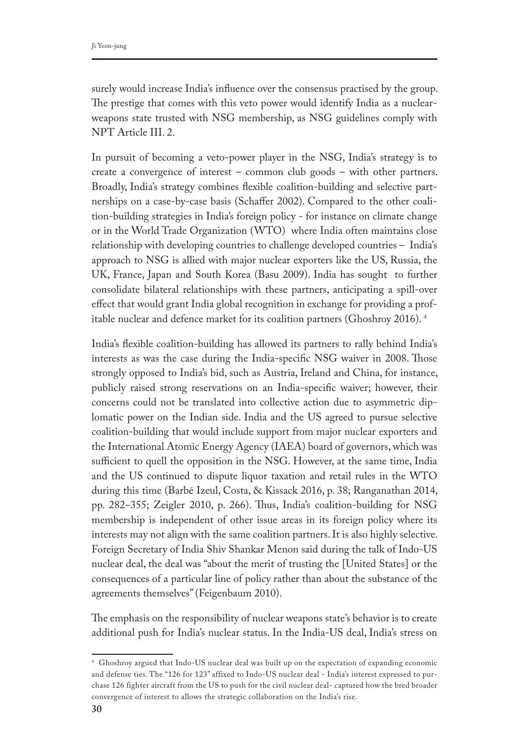surely would increase India's influence over the consensus practised by the group. The prestige that comes with this veto power would identify India as a nuclear-weapons state trusted with NSG membership, as NSG guidelines comply with NPT Article III. 2.

In pursuit of becoming a veto-power player in the NSG, India's strategy is to create a convergence of interest – common club goods – with other partners. Broadly, India's strategy combines flexible coalition-building and selective partnerships on a case-by-case basis (Schaffer 2002). Compared to the other coalition-building strategies in India's foreign policy - for instance on climate change or in the World Trade Organization (WTO) where India often maintains close relationship with developing countries to challenge developed countries – India's approach to NSG is allied with major nuclear exporters like the US, Russia, the UK, France, Japan and South Korea (Basu 2009). India has sought to further consolidate bilateral relationships with these partners, anticipating a spill-over effect that would grant India global recognition in exchange for providing a profitable nuclear and defence market for its coalition partners (Ghoshroy 2016). [4]

India's flexible coalition-building has allowed its partners to rally behind India's interests as was the case during the India-specific NSG waiver in 2008. Those strongly opposed to India's bid, such as Austria, Ireland and China, for instance, publicly raised strong reservations on an India-specific waiver; however, their concerns could not be translated into collective action due to asymmetric diplomatic power on the Indian side. India and the US agreed to pursue selective coalition-building that would include support from major nuclear exporters and the International Atomic Energy Agency (IAEA) board of governors, which was sufficient to quell the opposition in the NSG. However, at the same time, India and the US continued to dispute liquor taxation and retail rules in the WTO during this time (Barbé Izeul, Costa, & Kissack 2016, p. 38; Ranganathan 2014, pp. 282–355; Zeigler 2010, p. 266). Thus, India's coalition-building for NSG membership is independent of other issue areas in its foreign policy where its interests may not align with the same coalition partners. It is also highly selective. Foreign Secretary of India Shiv Shankar Menon said during the talk of Indo-US nuclear deal, the deal was "about the merit of trusting the [United States] or the consequences of a particular line of policy rather than about the substance of the agreements themselves" (Feigenbaum 2010).

The emphasis on the responsibility of nuclear weapons state's behavior is to create additional push for India's nuclear status. In the India-US deal, India's stress on

---

[4] Ghoshroy argued that Indo-US nuclear deal was built up on the expectation of expanding economic and defense ties. The "126 for 123" affixed to Indo-US nuclear deal - India's interest expressed to purchase 126 fighter aircraft from the US to push for the civil nuclear deal- captured how the bred broader convergence of interest to allows the strategic collaboration on the India's rise.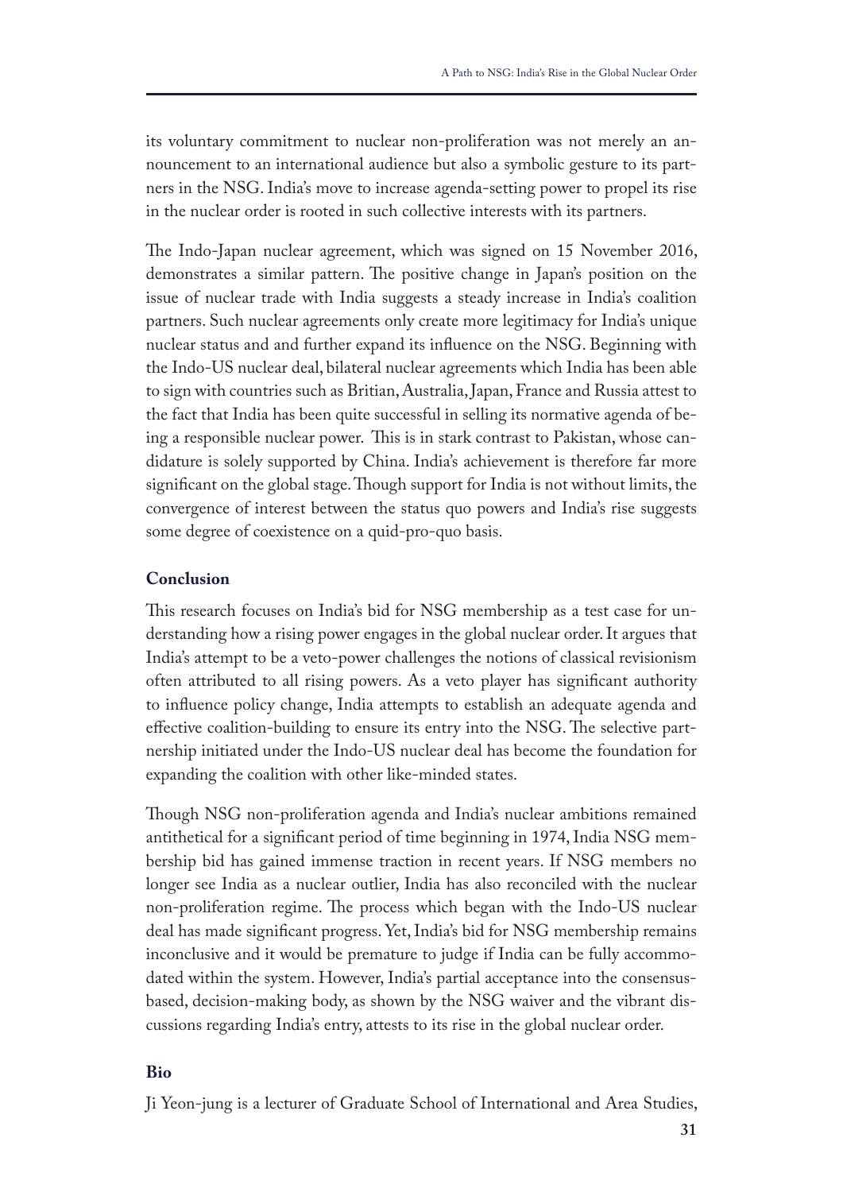its voluntary commitment to nuclear non-proliferation was not merely an announcement to an international audience but also a symbolic gesture to its partners in the NSG. India's move to increase agenda-setting power to propel its rise in the nuclear order is rooted in such collective interests with its partners.

The Indo-Japan nuclear agreement, which was signed on 15 November 2016, demonstrates a similar pattern. The positive change in Japan's position on the issue of nuclear trade with India suggests a steady increase in India's coalition partners. Such nuclear agreements only create more legitimacy for India's unique nuclear status and and further expand its influence on the NSG. Beginning with the Indo-US nuclear deal, bilateral nuclear agreements which India has been able to sign with countries such as Britian, Australia, Japan, France and Russia attest to the fact that India has been quite successful in selling its normative agenda of being a responsible nuclear power. This is in stark contrast to Pakistan, whose candidature is solely supported by China. India's achievement is therefore far more significant on the global stage. Though support for India is not without limits, the convergence of interest between the status quo powers and India's rise suggests some degree of coexistence on a quid-pro-quo basis.

**Conclusion**

This research focuses on India's bid for NSG membership as a test case for understanding how a rising power engages in the global nuclear order. It argues that India's attempt to be a veto-power challenges the notions of classical revisionism often attributed to all rising powers. As a veto player has significant authority to influence policy change, India attempts to establish an adequate agenda and effective coalition-building to ensure its entry into the NSG. The selective partnership initiated under the Indo-US nuclear deal has become the foundation for expanding the coalition with other like-minded states.

Though NSG non-proliferation agenda and India's nuclear ambitions remained antithetical for a significant period of time beginning in 1974, India NSG membership bid has gained immense traction in recent years. If NSG members no longer see India as a nuclear outlier, India has also reconciled with the nuclear non-proliferation regime. The process which began with the Indo-US nuclear deal has made significant progress. Yet, India's bid for NSG membership remains inconclusive and it would be premature to judge if India can be fully accommodated within the system. However, India's partial acceptance into the consensus-based, decision-making body, as shown by the NSG waiver and the vibrant discussions regarding India's entry, attests to its rise in the global nuclear order.

**Bio**

Ji Yeon-jung is a lecturer of Graduate School of International and Area Studies,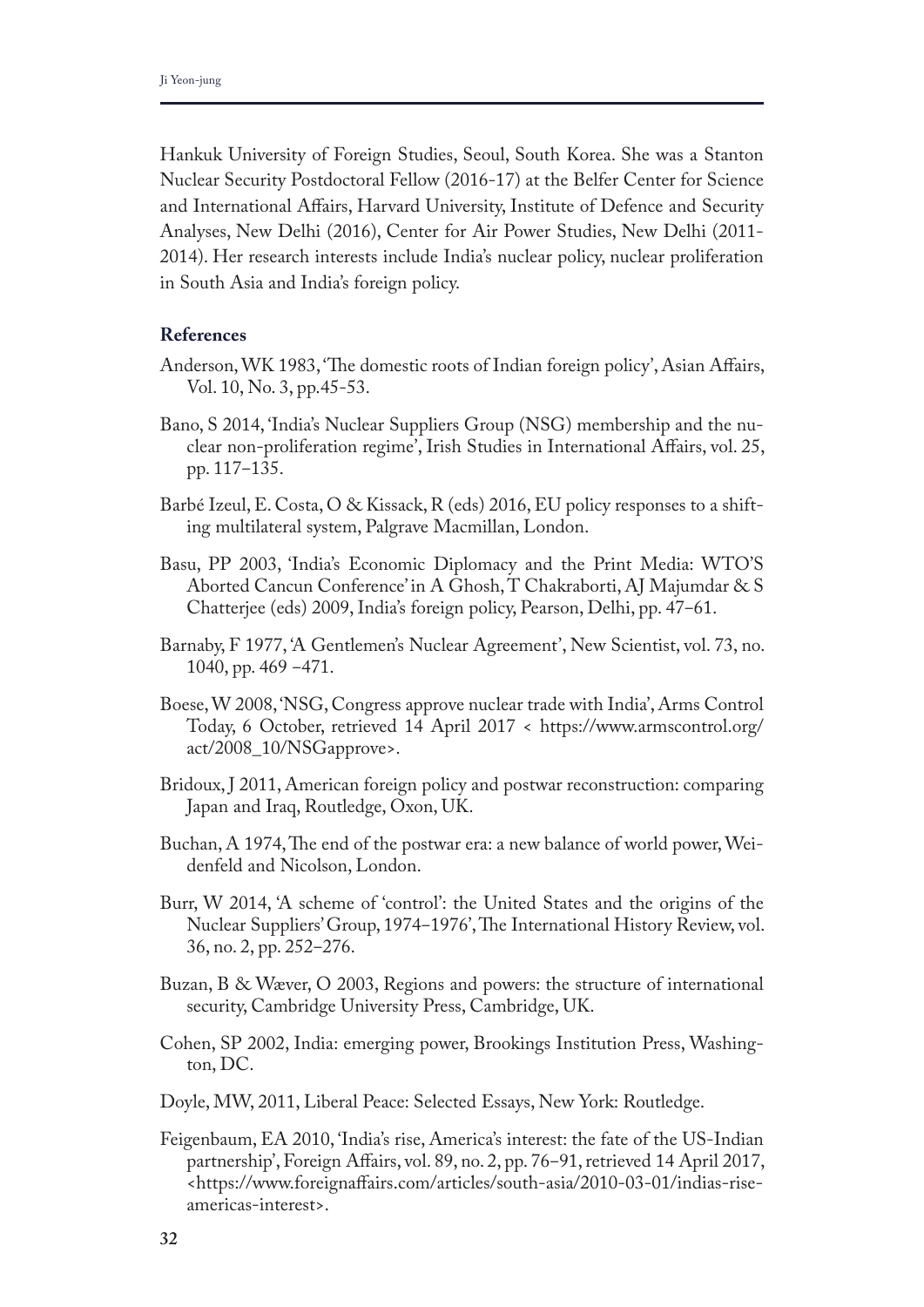Hankuk University of Foreign Studies, Seoul, South Korea. She was a Stanton Nuclear Security Postdoctoral Fellow (2016-17) at the Belfer Center for Science and International Affairs, Harvard University, Institute of Defence and Security Analyses, New Delhi (2016), Center for Air Power Studies, New Delhi (2011-2014). Her research interests include India's nuclear policy, nuclear proliferation in South Asia and India's foreign policy.

**References**

Anderson, WK 1983, 'The domestic roots of Indian foreign policy', Asian Affairs, Vol. 10, No. 3, pp.45-53.

Bano, S 2014, 'India's Nuclear Suppliers Group (NSG) membership and the nuclear non-proliferation regime', Irish Studies in International Affairs, vol. 25, pp. 117–135.

Barbé Izeul, E. Costa, O & Kissack, R (eds) 2016, EU policy responses to a shifting multilateral system, Palgrave Macmillan, London.

Basu, PP 2003, 'India's Economic Diplomacy and the Print Media: WTO'S Aborted Cancun Conference' in A Ghosh, T Chakraborti, AJ Majumdar & S Chatterjee (eds) 2009, India's foreign policy, Pearson, Delhi, pp. 47–61.

Barnaby, F 1977, 'A Gentlemen's Nuclear Agreement', New Scientist, vol. 73, no. 1040, pp. 469 –471.

Boese, W 2008, 'NSG, Congress approve nuclear trade with India', Arms Control Today, 6 October, retrieved 14 April 2017 < https://www.armscontrol.org/act/2008_10/NSGapprove>.

Bridoux, J 2011, American foreign policy and postwar reconstruction: comparing Japan and Iraq, Routledge, Oxon, UK.

Buchan, A 1974, The end of the postwar era: a new balance of world power, Weidenfeld and Nicolson, London.

Burr, W 2014, 'A scheme of 'control': the United States and the origins of the Nuclear Suppliers' Group, 1974–1976', The International History Review, vol. 36, no. 2, pp. 252–276.

Buzan, B & Wæver, O 2003, Regions and powers: the structure of international security, Cambridge University Press, Cambridge, UK.

Cohen, SP 2002, India: emerging power, Brookings Institution Press, Washington, DC.

Doyle, MW, 2011, Liberal Peace: Selected Essays, New York: Routledge.

Feigenbaum, EA 2010, 'India's rise, America's interest: the fate of the US-Indian partnership', Foreign Affairs, vol. 89, no. 2, pp. 76–91, retrieved 14 April 2017, <https://www.foreignaffairs.com/articles/south-asia/2010-03-01/indias-rise-americas-interest>.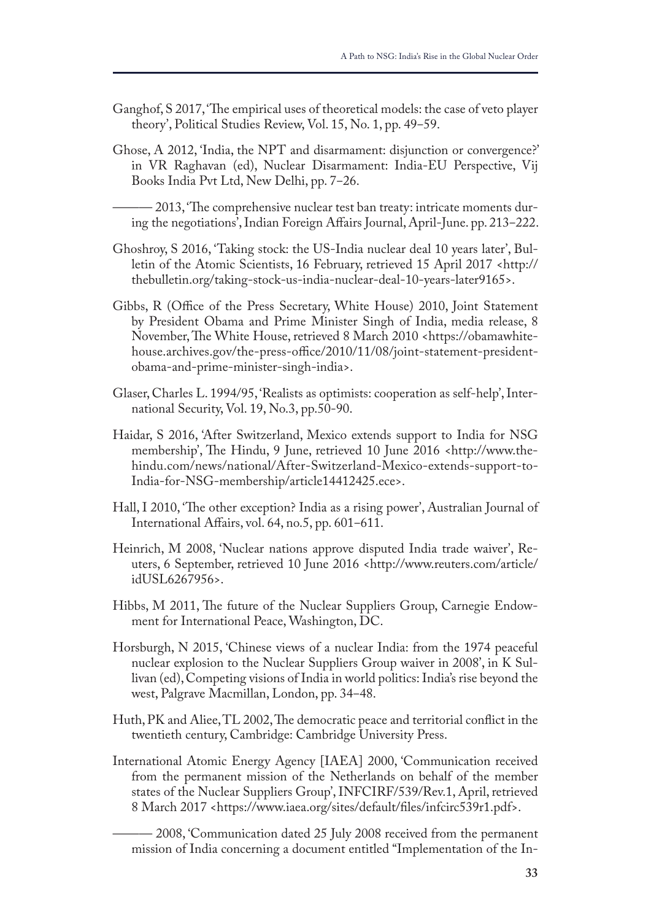Ganghof, S 2017, 'The empirical uses of theoretical models: the case of veto player theory', Political Studies Review, Vol. 15, No. 1, pp. 49–59.

Ghose, A 2012, 'India, the NPT and disarmament: disjunction or convergence?' in VR Raghavan (ed), Nuclear Disarmament: India-EU Perspective, Vij Books India Pvt Ltd, New Delhi, pp. 7–26.

——— 2013, 'The comprehensive nuclear test ban treaty: intricate moments during the negotiations', Indian Foreign Affairs Journal, April-June. pp. 213–222.

Ghoshroy, S 2016, 'Taking stock: the US-India nuclear deal 10 years later', Bulletin of the Atomic Scientists, 16 February, retrieved 15 April 2017 <http://thebulletin.org/taking-stock-us-india-nuclear-deal-10-years-later9165>.

Gibbs, R (Office of the Press Secretary, White House) 2010, Joint Statement by President Obama and Prime Minister Singh of India, media release, 8 November, The White House, retrieved 8 March 2010 <https://obamawhitehouse.archives.gov/the-press-office/2010/11/08/joint-statement-president-obama-and-prime-minister-singh-india>.

Glaser, Charles L. 1994/95, 'Realists as optimists: cooperation as self-help', International Security, Vol. 19, No.3, pp.50-90.

Haidar, S 2016, 'After Switzerland, Mexico extends support to India for NSG membership', The Hindu, 9 June, retrieved 10 June 2016 <http://www.thehindu.com/news/national/After-Switzerland-Mexico-extends-support-to-India-for-NSG-membership/article14412425.ece>.

Hall, I 2010, 'The other exception? India as a rising power', Australian Journal of International Affairs, vol. 64, no.5, pp. 601–611.

Heinrich, M 2008, 'Nuclear nations approve disputed India trade waiver', Reuters, 6 September, retrieved 10 June 2016 <http://www.reuters.com/article/idUSL6267956>.

Hibbs, M 2011, The future of the Nuclear Suppliers Group, Carnegie Endowment for International Peace, Washington, DC.

Horsburgh, N 2015, 'Chinese views of a nuclear India: from the 1974 peaceful nuclear explosion to the Nuclear Suppliers Group waiver in 2008', in K Sullivan (ed), Competing visions of India in world politics: India's rise beyond the west, Palgrave Macmillan, London, pp. 34–48.

Huth, PK and Aliee, TL 2002, The democratic peace and territorial conflict in the twentieth century, Cambridge: Cambridge University Press.

International Atomic Energy Agency [IAEA] 2000, 'Communication received from the permanent mission of the Netherlands on behalf of the member states of the Nuclear Suppliers Group', INFCIRF/539/Rev.1, April, retrieved 8 March 2017 <https://www.iaea.org/sites/default/files/infcirc539r1.pdf>.

——— 2008, 'Communication dated 25 July 2008 received from the permanent mission of India concerning a document entitled "Implementation of the In-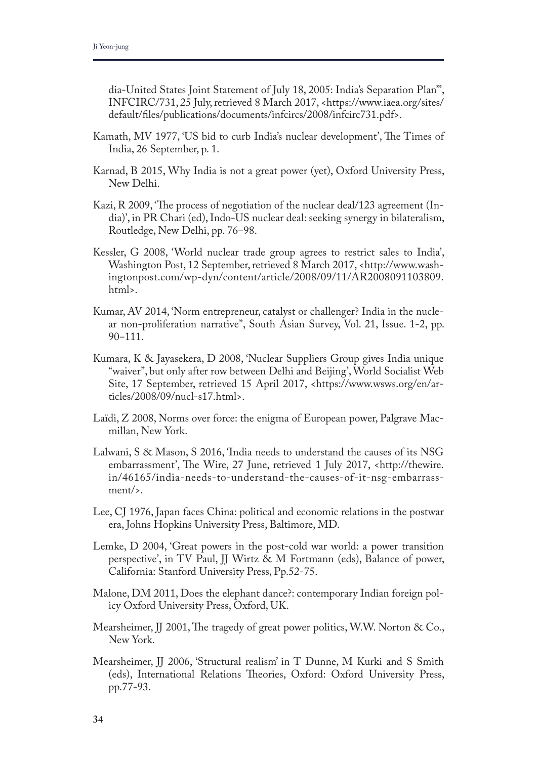dia-United States Joint Statement of July 18, 2005: India's Separation Plan"', INFCIRC/731, 25 July, retrieved 8 March 2017, <https://www.iaea.org/sites/default/files/publications/documents/infcircs/2008/infcirc731.pdf>.

Kamath, MV 1977, 'US bid to curb India's nuclear development', The Times of India, 26 September, p. 1.

Karnad, B 2015, Why India is not a great power (yet), Oxford University Press, New Delhi.

Kazi, R 2009, 'The process of negotiation of the nuclear deal/123 agreement (India)', in PR Chari (ed), Indo-US nuclear deal: seeking synergy in bilateralism, Routledge, New Delhi, pp. 76–98.

Kessler, G 2008, 'World nuclear trade group agrees to restrict sales to India', Washington Post, 12 September, retrieved 8 March 2017, <http://www.washingtonpost.com/wp-dyn/content/article/2008/09/11/AR2008091103809.html>.

Kumar, AV 2014, 'Norm entrepreneur, catalyst or challenger? India in the nuclear non-proliferation narrative", South Asian Survey, Vol. 21, Issue. 1-2, pp. 90–111.

Kumara, K & Jayasekera, D 2008, 'Nuclear Suppliers Group gives India unique "waiver", but only after row between Delhi and Beijing', World Socialist Web Site, 17 September, retrieved 15 April 2017, <https://www.wsws.org/en/articles/2008/09/nucl-s17.html>.

Laïdi, Z 2008, Norms over force: the enigma of European power, Palgrave Macmillan, New York.

Lalwani, S & Mason, S 2016, 'India needs to understand the causes of its NSG embarrassment', The Wire, 27 June, retrieved 1 July 2017, <http://thewire.in/46165/india-needs-to-understand-the-causes-of-it-nsg-embarrassment/>.

Lee, CJ 1976, Japan faces China: political and economic relations in the postwar era, Johns Hopkins University Press, Baltimore, MD.

Lemke, D 2004, 'Great powers in the post-cold war world: a power transition perspective', in TV Paul, JJ Wirtz & M Fortmann (eds), Balance of power, California: Stanford University Press, Pp.52-75.

Malone, DM 2011, Does the elephant dance?: contemporary Indian foreign policy Oxford University Press, Oxford, UK.

Mearsheimer, JJ 2001, The tragedy of great power politics, W.W. Norton & Co., New York.

Mearsheimer, JJ 2006, 'Structural realism' in T Dunne, M Kurki and S Smith (eds), International Relations Theories, Oxford: Oxford University Press, pp.77-93.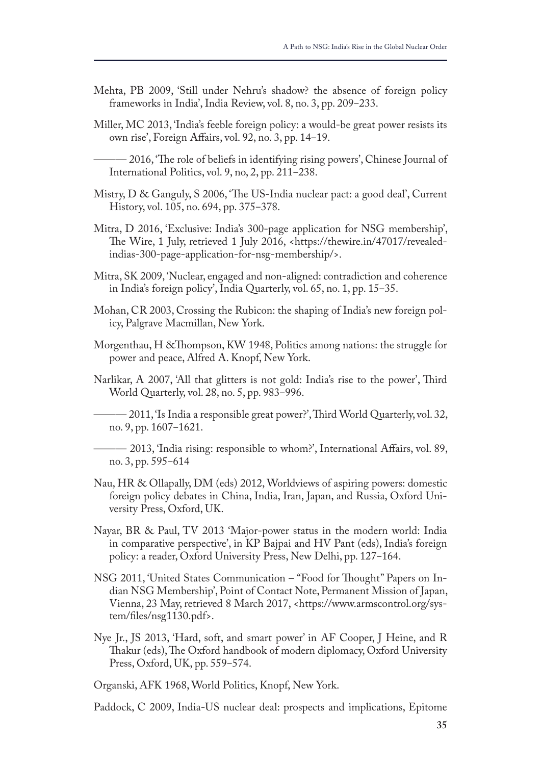Mehta, PB 2009, 'Still under Nehru's shadow? the absence of foreign policy frameworks in India', India Review, vol. 8, no. 3, pp. 209–233.

Miller, MC 2013, 'India's feeble foreign policy: a would-be great power resists its own rise', Foreign Affairs, vol. 92, no. 3, pp. 14–19.

——— 2016, 'The role of beliefs in identifying rising powers', Chinese Journal of International Politics, vol. 9, no, 2, pp. 211–238.

Mistry, D & Ganguly, S 2006, 'The US-India nuclear pact: a good deal', Current History, vol. 105, no. 694, pp. 375–378.

Mitra, D 2016, 'Exclusive: India's 300-page application for NSG membership', The Wire, 1 July, retrieved 1 July 2016, <https://thewire.in/47017/revealed-indias-300-page-application-for-nsg-membership/>.

Mitra, SK 2009, 'Nuclear, engaged and non-aligned: contradiction and coherence in India's foreign policy', India Quarterly, vol. 65, no. 1, pp. 15–35.

Mohan, CR 2003, Crossing the Rubicon: the shaping of India's new foreign policy, Palgrave Macmillan, New York.

Morgenthau, H &Thompson, KW 1948, Politics among nations: the struggle for power and peace, Alfred A. Knopf, New York.

Narlikar, A 2007, 'All that glitters is not gold: India's rise to the power', Third World Quarterly, vol. 28, no. 5, pp. 983–996.

——— 2011, 'Is India a responsible great power?', Third World Quarterly, vol. 32, no. 9, pp. 1607–1621.

——— 2013, 'India rising: responsible to whom?', International Affairs, vol. 89, no. 3, pp. 595–614

Nau, HR & Ollapally, DM (eds) 2012, Worldviews of aspiring powers: domestic foreign policy debates in China, India, Iran, Japan, and Russia, Oxford University Press, Oxford, UK.

Nayar, BR & Paul, TV 2013 'Major-power status in the modern world: India in comparative perspective', in KP Bajpai and HV Pant (eds), India's foreign policy: a reader, Oxford University Press, New Delhi, pp. 127–164.

NSG 2011, 'United States Communication – "Food for Thought" Papers on Indian NSG Membership', Point of Contact Note, Permanent Mission of Japan, Vienna, 23 May, retrieved 8 March 2017, <https://www.armscontrol.org/system/files/nsg1130.pdf>.

Nye Jr., JS 2013, 'Hard, soft, and smart power' in AF Cooper, J Heine, and R Thakur (eds), The Oxford handbook of modern diplomacy, Oxford University Press, Oxford, UK, pp. 559–574.

Organski, AFK 1968, World Politics, Knopf, New York.

Paddock, C 2009, India-US nuclear deal: prospects and implications, Epitome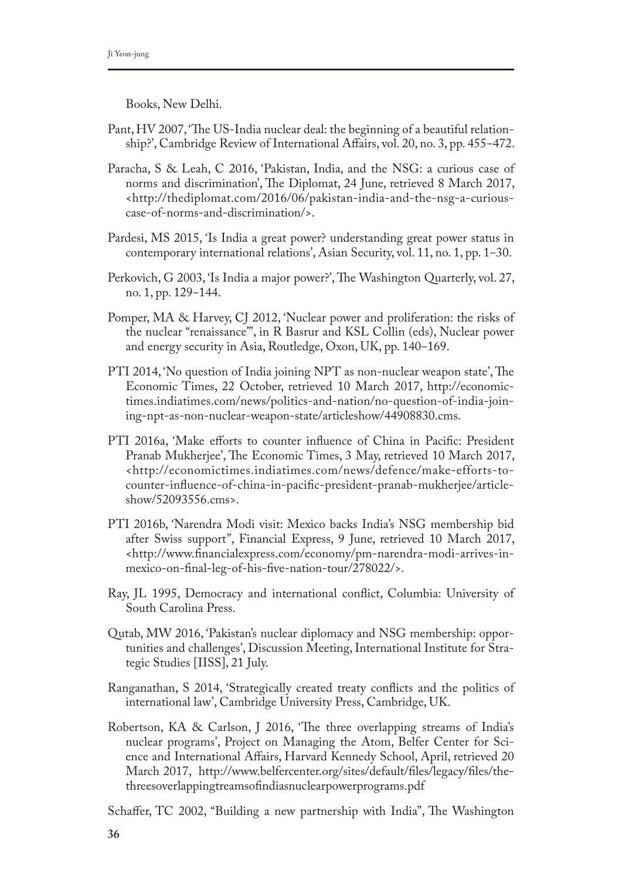Books, New Delhi.

Pant, HV 2007, 'The US-India nuclear deal: the beginning of a beautiful relationship?', Cambridge Review of International Affairs, vol. 20, no. 3, pp. 455–472.

Paracha, S & Leah, C 2016, 'Pakistan, India, and the NSG: a curious case of norms and discrimination', The Diplomat, 24 June, retrieved 8 March 2017, <http://thediplomat.com/2016/06/pakistan-india-and-the-nsg-a-curious-case-of-norms-and-discrimination/>.

Pardesi, MS 2015, 'Is India a great power? understanding great power status in contemporary international relations', Asian Security, vol. 11, no. 1, pp. 1–30.

Perkovich, G 2003, 'Is India a major power?', The Washington Quarterly, vol. 27, no. 1, pp. 129–144.

Pomper, MA & Harvey, CJ 2012, 'Nuclear power and proliferation: the risks of the nuclear "renaissance"', in R Basrur and KSL Collin (eds), Nuclear power and energy security in Asia, Routledge, Oxon, UK, pp. 140–169.

PTI 2014, 'No question of India joining NPT as non-nuclear weapon state', The Economic Times, 22 October, retrieved 10 March 2017, http://economictimes.indiatimes.com/news/politics-and-nation/no-question-of-india-joining-npt-as-non-nuclear-weapon-state/articleshow/44908830.cms.

PTI 2016a, 'Make efforts to counter influence of China in Pacific: President Pranab Mukherjee', The Economic Times, 3 May, retrieved 10 March 2017, <http://economictimes.indiatimes.com/news/defence/make-efforts-to-counter-influence-of-china-in-pacific-president-pranab-mukherjee/articleshow/52093556.cms>.

PTI 2016b, 'Narendra Modi visit: Mexico backs India's NSG membership bid after Swiss support", Financial Express, 9 June, retrieved 10 March 2017, <http://www.financialexpress.com/economy/pm-narendra-modi-arrives-in-mexico-on-final-leg-of-his-five-nation-tour/278022/>.

Ray, JL 1995, Democracy and international conflict, Columbia: University of South Carolina Press.

Qutab, MW 2016, 'Pakistan's nuclear diplomacy and NSG membership: opportunities and challenges', Discussion Meeting, International Institute for Strategic Studies [IISS], 21 July.

Ranganathan, S 2014, 'Strategically created treaty conflicts and the politics of international law', Cambridge University Press, Cambridge, UK.

Robertson, KA & Carlson, J 2016, 'The three overlapping streams of India's nuclear programs', Project on Managing the Atom, Belfer Center for Science and International Affairs, Harvard Kennedy School, April, retrieved 20 March 2017, http://www.belfercenter.org/sites/default/files/legacy/files/thethreesoverlappingtreamsofindiasnuclearpowerprograms.pdf

Schaffer, TC 2002, "Building a new partnership with India", The Washington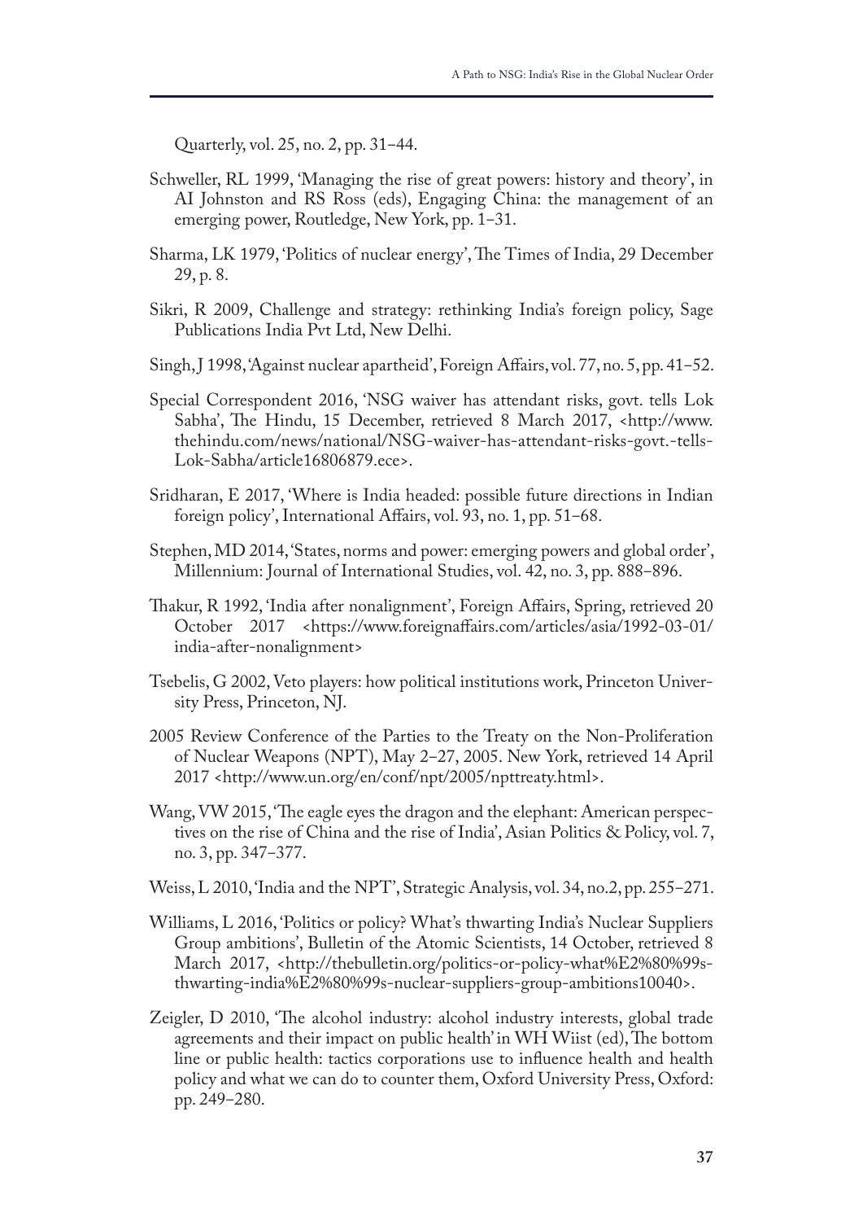Quarterly, vol. 25, no. 2, pp. 31–44.

Schweller, RL 1999, 'Managing the rise of great powers: history and theory', in AI Johnston and RS Ross (eds), Engaging China: the management of an emerging power, Routledge, New York, pp. 1–31.

Sharma, LK 1979, 'Politics of nuclear energy', The Times of India, 29 December 29, p. 8.

Sikri, R 2009, Challenge and strategy: rethinking India's foreign policy, Sage Publications India Pvt Ltd, New Delhi.

Singh, J 1998, 'Against nuclear apartheid', Foreign Affairs, vol. 77, no. 5, pp. 41–52.

Special Correspondent 2016, 'NSG waiver has attendant risks, govt. tells Lok Sabha', The Hindu, 15 December, retrieved 8 March 2017, <http://www.thehindu.com/news/national/NSG-waiver-has-attendant-risks-govt.-tells-Lok-Sabha/article16806879.ece>.

Sridharan, E 2017, 'Where is India headed: possible future directions in Indian foreign policy', International Affairs, vol. 93, no. 1, pp. 51–68.

Stephen, MD 2014, 'States, norms and power: emerging powers and global order', Millennium: Journal of International Studies, vol. 42, no. 3, pp. 888–896.

Thakur, R 1992, 'India after nonalignment', Foreign Affairs, Spring, retrieved 20 October 2017 <https://www.foreignaffairs.com/articles/asia/1992-03-01/india-after-nonalignment>

Tsebelis, G 2002, Veto players: how political institutions work, Princeton University Press, Princeton, NJ.

2005 Review Conference of the Parties to the Treaty on the Non-Proliferation of Nuclear Weapons (NPT), May 2–27, 2005. New York, retrieved 14 April 2017 <http://www.un.org/en/conf/npt/2005/npttreaty.html>.

Wang, VW 2015, 'The eagle eyes the dragon and the elephant: American perspectives on the rise of China and the rise of India', Asian Politics & Policy, vol. 7, no. 3, pp. 347–377.

Weiss, L 2010, 'India and the NPT", Strategic Analysis, vol. 34, no.2, pp. 255–271.

Williams, L 2016, 'Politics or policy? What's thwarting India's Nuclear Suppliers Group ambitions', Bulletin of the Atomic Scientists, 14 October, retrieved 8 March 2017, <http://thebulletin.org/politics-or-policy-what%E2%80%99s-thwarting-india%E2%80%99s-nuclear-suppliers-group-ambitions10040>.

Zeigler, D 2010, 'The alcohol industry: alcohol industry interests, global trade agreements and their impact on public health' in WH Wiist (ed), The bottom line or public health: tactics corporations use to influence health and health policy and what we can do to counter them, Oxford University Press, Oxford: pp. 249–280.